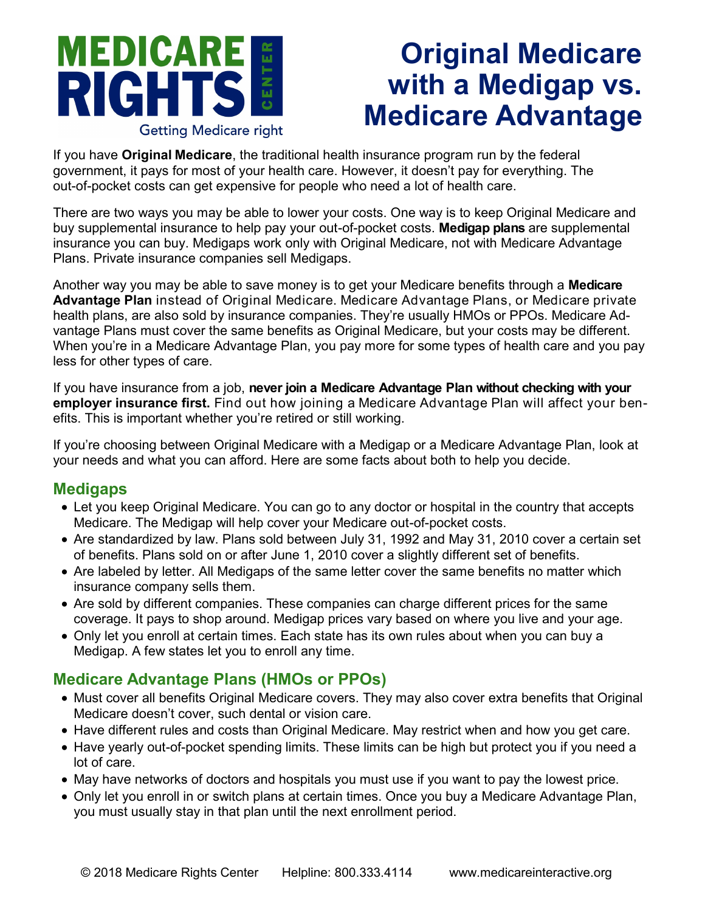# Original Medicare with a Medigap vs. Medicare Advantage

If you have **Original Medicare**, the traditional health insurance program run by the federal government, it pays for most of your health care. However, it doesn't pay for everything. The out-of-pocket costs can get expensive for people who need a lot of health care.

There are two ways you may be able to lower your costs. One way is to keep Original Medicare and buy supplemental insurance to help pay your out-of-pocket costs. **Medigap plans** are supplemental insurance you can buy. Medigaps work only with Original Medicare, not with Medicare Advantage Plans. Private insurance companies sell Medigaps.

Another way you may be able to save money is to get your Medicare benefits through a **Medicare Advantage Plan** instead of Original Medicare. Medicare Advantage Plans, or Medicare private health plans, are also sold by insurance companies. They're usually HMOs or PPOs. Medicare Advantage Plans must cover the same benefits as Original Medicare, but your costs may be different. When you're in a Medicare Advantage Plan, you pay more for some types of health care and you pay less for other types of care.

If you have insurance from a job, **never join a Medicare Advantage Plan without checking with your employer insurance first.** Find out how joining a Medicare Advantage Plan will affect your benefits. This is important whether you're retired or still working.

If you're choosing between Original Medicare with a Medigap or a Medicare Advantage Plan, look at your needs and what you can afford. Here are some facts about both to help you decide.

## Medigaps

- Let you keep Original Medicare. You can go to any doctor or hospital in the country that accepts Medicare. The Medigap will help cover your Medicare out-of-pocket costs.
- Are standardized by law. Plans sold between July 31, 1992 and May 31, 2010 cover a certain set of benefits. Plans sold on or after June 1, 2010 cover a slightly different set of benefits.
- Are labeled by letter. All Medigaps of the same letter cover the same benefits no matter which insurance company sells them.
- Are sold by different companies. These companies can charge different prices for the same coverage. It pays to shop around. Medigap prices vary based on where you live and your age.
- Only let you enroll at certain times. Each state has its own rules about when you can buy a Medigap. A few states let you to enroll any time.

## Medicare Advantage Plans (HMOs or PPOs)

- Must cover all benefits Original Medicare covers. They may also cover extra benefits that Original Medicare doesn't cover, such dental or vision care.
- Have different rules and costs than Original Medicare. May restrict when and how you get care.
- Have yearly out-of-pocket spending limits. These limits can be high but protect you if you need a lot of care.
- May have networks of doctors and hospitals you must use if you want to pay the lowest price.
- Only let you enroll in or switch plans at certain times. Once you buy a Medicare Advantage Plan, you must usually stay in that plan until the next enrollment period.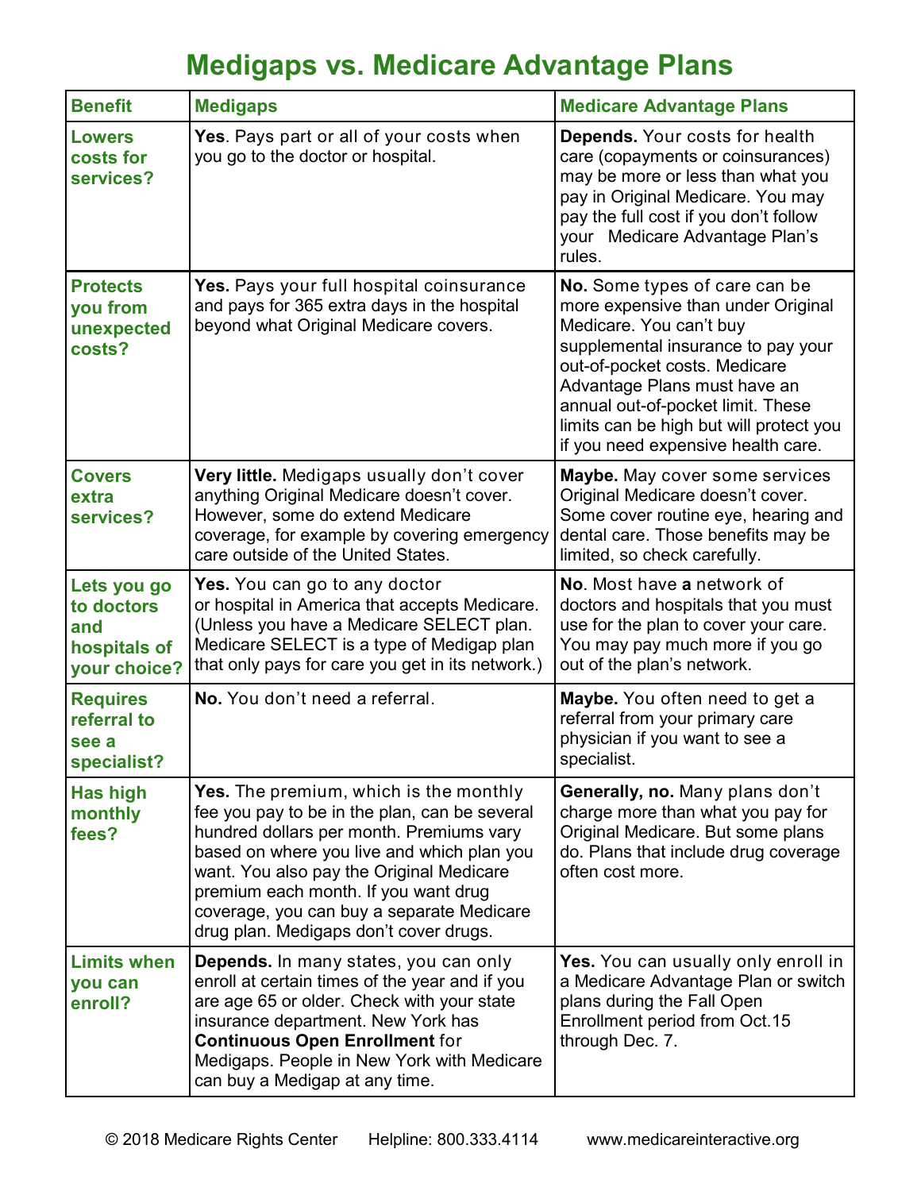# Medigaps vs. Medicare Advantage Plans

| Benefit | Medigaps | Medicare Advantage Plans |
|---|---|---|
| **Lowers costs for services?** | **Yes**. Pays part or all of your costs when you go to the doctor or hospital. | **Depends.** Your costs for health care (copayments or coinsurances) may be more or less than what you pay in Original Medicare. You may pay the full cost if you don't follow your Medicare Advantage Plan's rules. |
| **Protects you from unexpected costs?** | **Yes.** Pays your full hospital coinsurance and pays for 365 extra days in the hospital beyond what Original Medicare covers. | **No.** Some types of care can be more expensive than under Original Medicare. You can't buy supplemental insurance to pay your out-of-pocket costs. Medicare Advantage Plans must have an annual out-of-pocket limit. These limits can be high but will protect you if you need expensive health care. |
| **Covers extra services?** | **Very little.** Medigaps usually don't cover anything Original Medicare doesn't cover. However, some do extend Medicare coverage, for example by covering emergency care outside of the United States. | **Maybe.** May cover some services Original Medicare doesn't cover. Some cover routine eye, hearing and dental care. Those benefits may be limited, so check carefully. |
| **Lets you go to doctors and hospitals of your choice?** | **Yes.** You can go to any doctor or hospital in America that accepts Medicare. (Unless you have a Medicare SELECT plan. Medicare SELECT is a type of Medigap plan that only pays for care you get in its network.) | **No**. Most have **a** network of doctors and hospitals that you must use for the plan to cover your care. You may pay much more if you go out of the plan's network. |
| **Requires referral to see a specialist?** | **No.** You don't need a referral. | **Maybe.** You often need to get a referral from your primary care physician if you want to see a specialist. |
| **Has high monthly fees?** | **Yes.** The premium, which is the monthly fee you pay to be in the plan, can be several hundred dollars per month. Premiums vary based on where you live and which plan you want. You also pay the Original Medicare premium each month. If you want drug coverage, you can buy a separate Medicare drug plan. Medigaps don't cover drugs. | **Generally, no.** Many plans don't charge more than what you pay for Original Medicare. But some plans do. Plans that include drug coverage often cost more. |
| **Limits when you can enroll?** | **Depends.** In many states, you can only enroll at certain times of the year and if you are age 65 or older. Check with your state insurance department. New York has **Continuous Open Enrollment** for Medigaps. People in New York with Medicare can buy a Medigap at any time. | **Yes.** You can usually only enroll in a Medicare Advantage Plan or switch plans during the Fall Open Enrollment period from Oct.15 through Dec. 7. |

© 2018 Medicare Rights Center Helpline: 800.333.4114 www.medicareinteractive.org